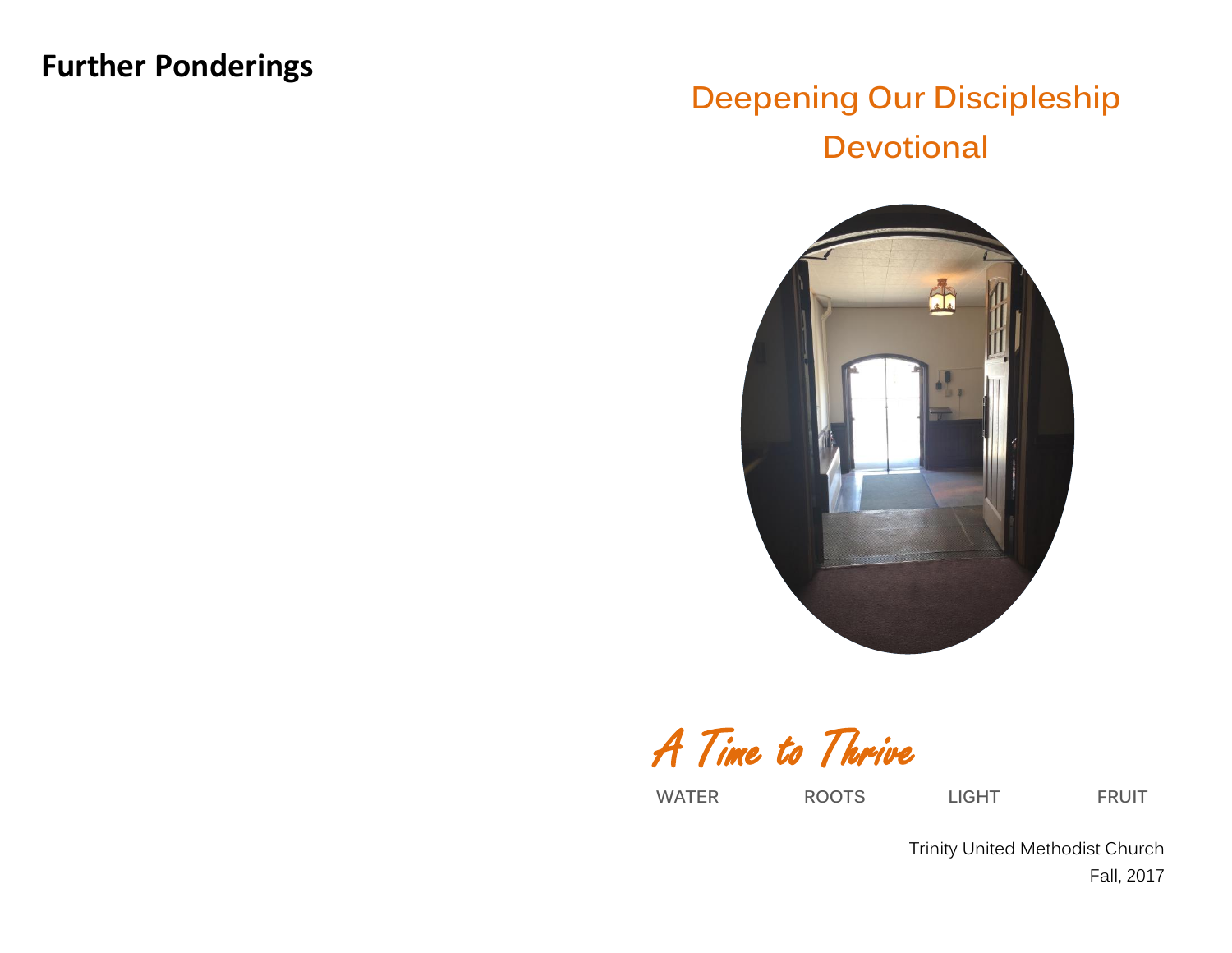## Further Ponderings

# Deepening Our Discipleship Devotional

*A Time to Thrive*

WATER ROOTS LIGHT FRUIT

Trinity United Methodist Church
Fall, 2017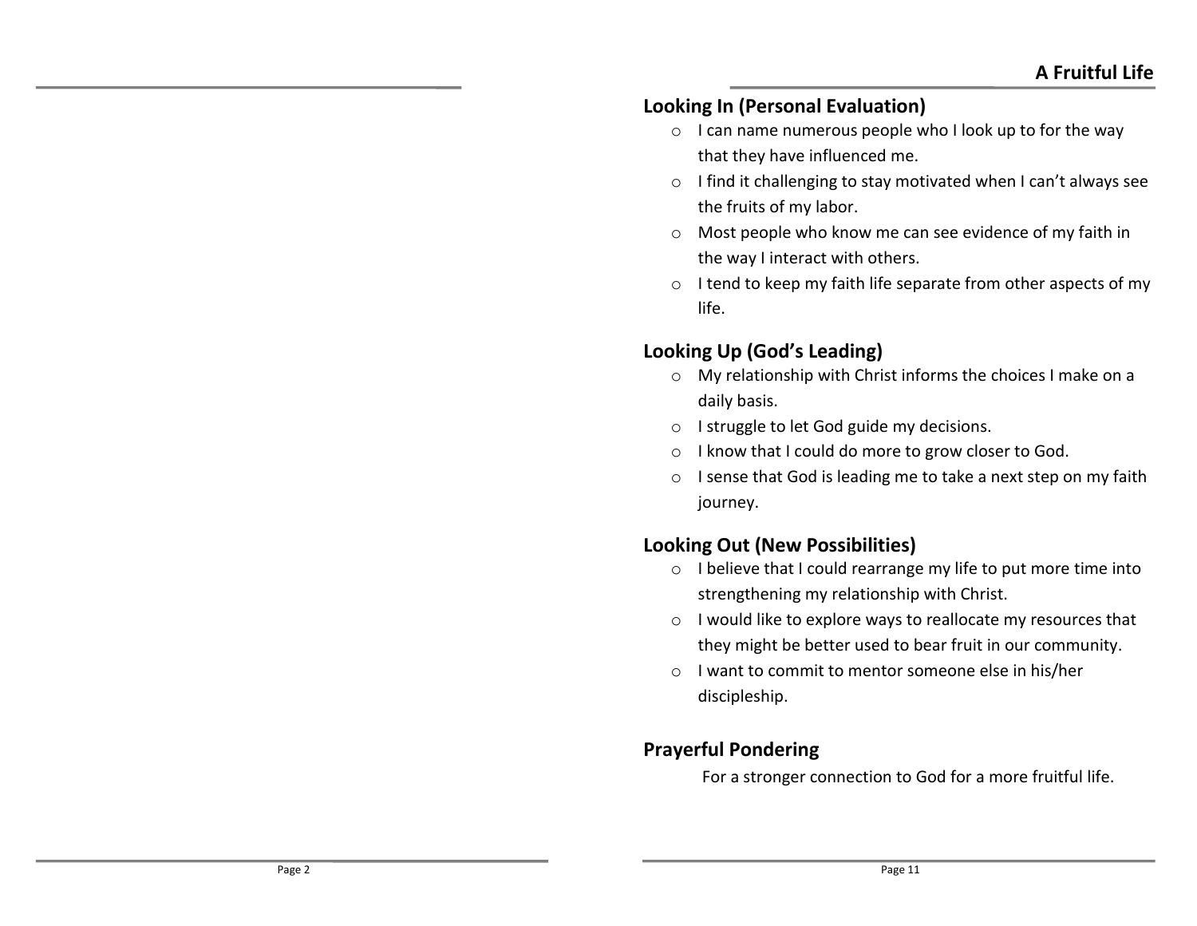## Looking In (Personal Evaluation)

- I can name numerous people who I look up to for the way that they have influenced me.
- I find it challenging to stay motivated when I can't always see the fruits of my labor.
- Most people who know me can see evidence of my faith in the way I interact with others.
- I tend to keep my faith life separate from other aspects of my life.

## Looking Up (God's Leading)

- My relationship with Christ informs the choices I make on a daily basis.
- I struggle to let God guide my decisions.
- I know that I could do more to grow closer to God.
- I sense that God is leading me to take a next step on my faith journey.

## Looking Out (New Possibilities)

- I believe that I could rearrange my life to put more time into strengthening my relationship with Christ.
- I would like to explore ways to reallocate my resources that they might be better used to bear fruit in our community.
- I want to commit to mentor someone else in his/her discipleship.

## Prayerful Pondering

For a stronger connection to God for a more fruitful life.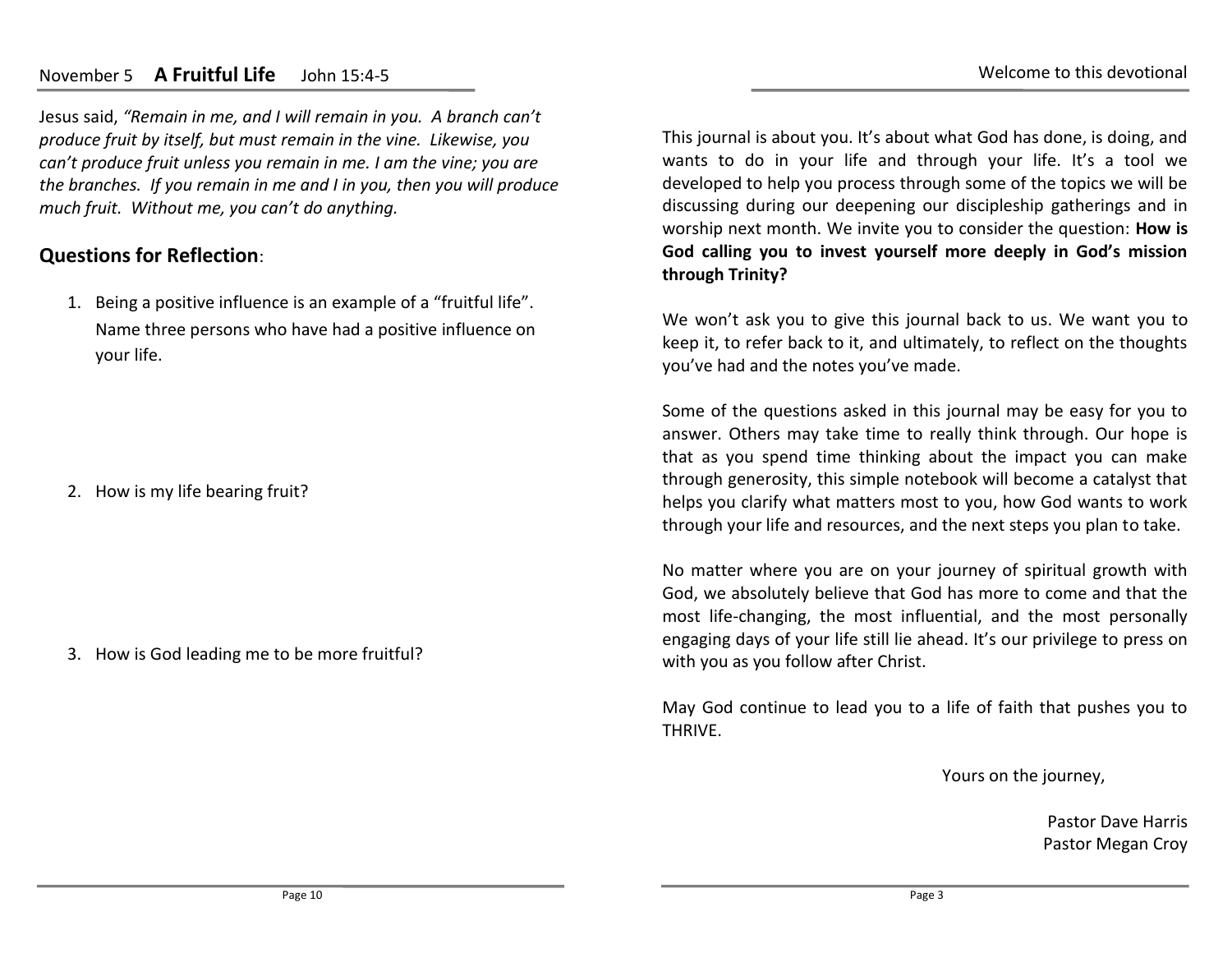## November 5 **A Fruitful Life** John 15:4-5

Jesus said, *"Remain in me, and I will remain in you. A branch can't produce fruit by itself, but must remain in the vine. Likewise, you can't produce fruit unless you remain in me. I am the vine; you are the branches. If you remain in me and I in you, then you will produce much fruit. Without me, you can't do anything.*

### Questions for Reflection:

1. Being a positive influence is an example of a "fruitful life". Name three persons who have had a positive influence on your life.

2. How is my life bearing fruit?

3. How is God leading me to be more fruitful?

## Welcome to this devotional

This journal is about you. It's about what God has done, is doing, and wants to do in your life and through your life. It's a tool we developed to help you process through some of the topics we will be discussing during our deepening our discipleship gatherings and in worship next month. We invite you to consider the question: **How is God calling you to invest yourself more deeply in God's mission through Trinity?**

We won't ask you to give this journal back to us. We want you to keep it, to refer back to it, and ultimately, to reflect on the thoughts you've had and the notes you've made.

Some of the questions asked in this journal may be easy for you to answer. Others may take time to really think through. Our hope is that as you spend time thinking about the impact you can make through generosity, this simple notebook will become a catalyst that helps you clarify what matters most to you, how God wants to work through your life and resources, and the next steps you plan to take.

No matter where you are on your journey of spiritual growth with God, we absolutely believe that God has more to come and that the most life-changing, the most influential, and the most personally engaging days of your life still lie ahead. It's our privilege to press on with you as you follow after Christ.

May God continue to lead you to a life of faith that pushes you to THRIVE.

Yours on the journey,

Pastor Dave Harris
Pastor Megan Croy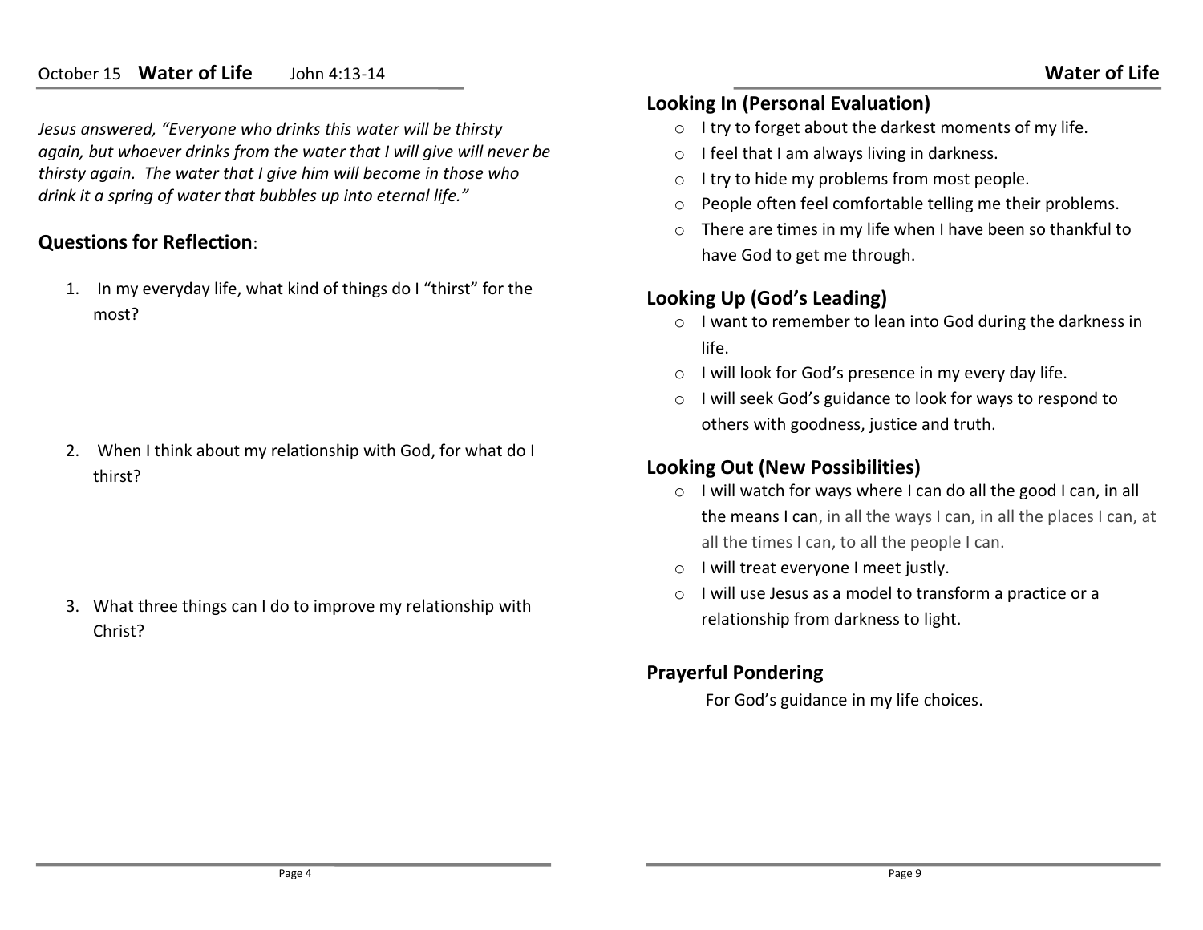October 15 **Water of Life** John 4:13-14

*Jesus answered, "Everyone who drinks this water will be thirsty again, but whoever drinks from the water that I will give will never be thirsty again. The water that I give him will become in those who drink it a spring of water that bubbles up into eternal life."*

## Questions for Reflection:

1. In my everyday life, what kind of things do I "thirst" for the most?

2. When I think about my relationship with God, for what do I thirst?

3. What three things can I do to improve my relationship with Christ?

## Looking In (Personal Evaluation)

- I try to forget about the darkest moments of my life.
- I feel that I am always living in darkness.
- I try to hide my problems from most people.
- People often feel comfortable telling me their problems.
- There are times in my life when I have been so thankful to have God to get me through.

## Looking Up (God's Leading)

- I want to remember to lean into God during the darkness in life.
- I will look for God's presence in my every day life.
- I will seek God's guidance to look for ways to respond to others with goodness, justice and truth.

## Looking Out (New Possibilities)

- I will watch for ways where I can do all the good I can, in all the means I can, in all the ways I can, in all the places I can, at all the times I can, to all the people I can.
- I will treat everyone I meet justly.
- I will use Jesus as a model to transform a practice or a relationship from darkness to light.

## Prayerful Pondering

For God's guidance in my life choices.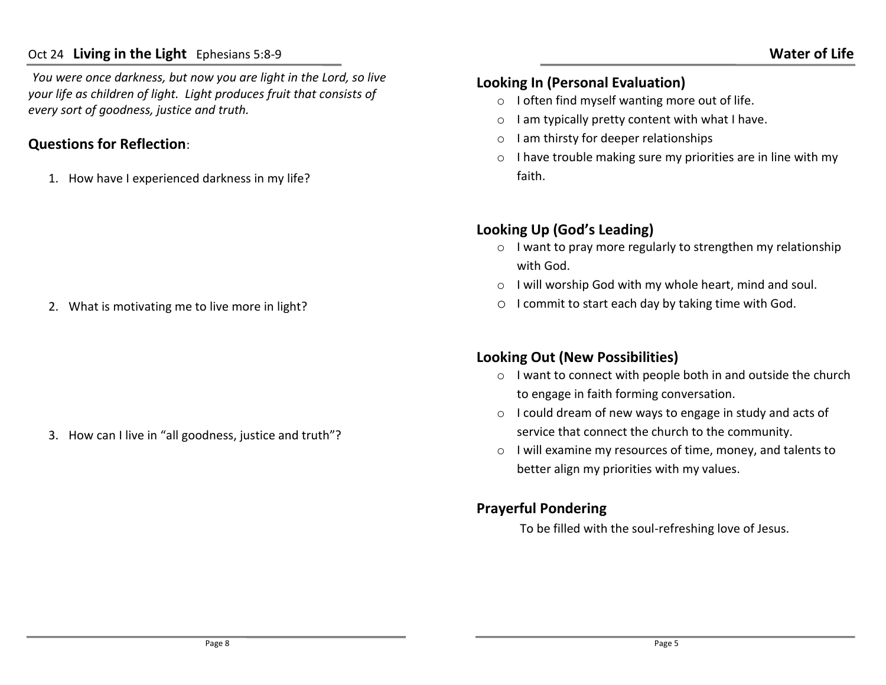## Oct 24 **Living in the Light** Ephesians 5:8-9

*You were once darkness, but now you are light in the Lord, so live your life as children of light. Light produces fruit that consists of every sort of goodness, justice and truth.*

### Questions for Reflection:

1. How have I experienced darkness in my life?

2. What is motivating me to live more in light?

3. How can I live in "all goodness, justice and truth"?

### Looking In (Personal Evaluation)

- I often find myself wanting more out of life.
- I am typically pretty content with what I have.
- I am thirsty for deeper relationships
- I have trouble making sure my priorities are in line with my faith.

### Looking Up (God's Leading)

- I want to pray more regularly to strengthen my relationship with God.
- I will worship God with my whole heart, mind and soul.
- I commit to start each day by taking time with God.

### Looking Out (New Possibilities)

- I want to connect with people both in and outside the church to engage in faith forming conversation.
- I could dream of new ways to engage in study and acts of service that connect the church to the community.
- I will examine my resources of time, money, and talents to better align my priorities with my values.

### Prayerful Pondering

To be filled with the soul-refreshing love of Jesus.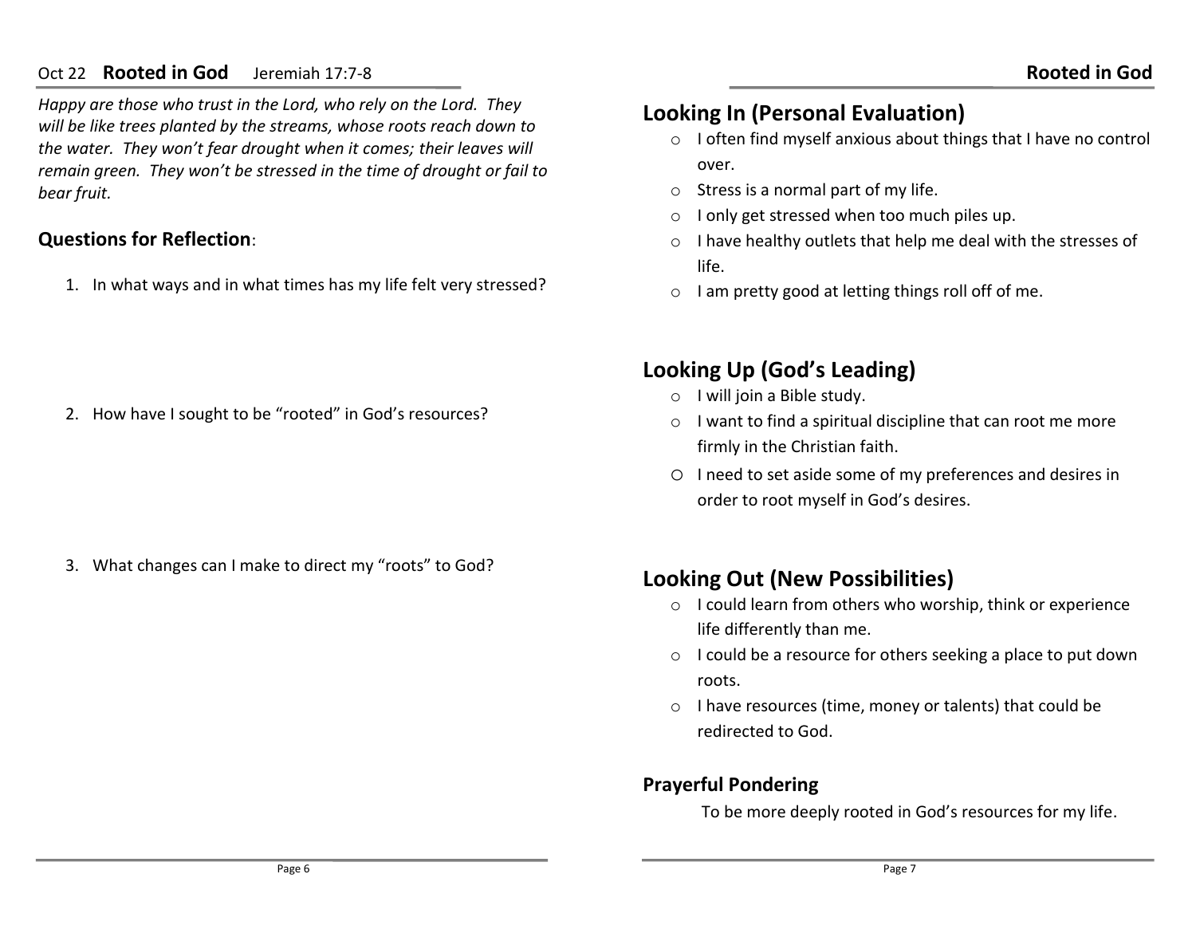Oct 22 **Rooted in God** Jeremiah 17:7-8

*Happy are those who trust in the Lord, who rely on the Lord. They will be like trees planted by the streams, whose roots reach down to the water. They won't fear drought when it comes; their leaves will remain green. They won't be stressed in the time of drought or fail to bear fruit.*

### Questions for Reflection:

1. In what ways and in what times has my life felt very stressed?

2. How have I sought to be "rooted" in God's resources?

3. What changes can I make to direct my "roots" to God?

## Looking In (Personal Evaluation)

- I often find myself anxious about things that I have no control over.
- Stress is a normal part of my life.
- I only get stressed when too much piles up.
- I have healthy outlets that help me deal with the stresses of life.
- I am pretty good at letting things roll off of me.

## Looking Up (God's Leading)

- I will join a Bible study.
- I want to find a spiritual discipline that can root me more firmly in the Christian faith.
- I need to set aside some of my preferences and desires in order to root myself in God's desires.

## Looking Out (New Possibilities)

- I could learn from others who worship, think or experience life differently than me.
- I could be a resource for others seeking a place to put down roots.
- I have resources (time, money or talents) that could be redirected to God.

### Prayerful Pondering

To be more deeply rooted in God's resources for my life.